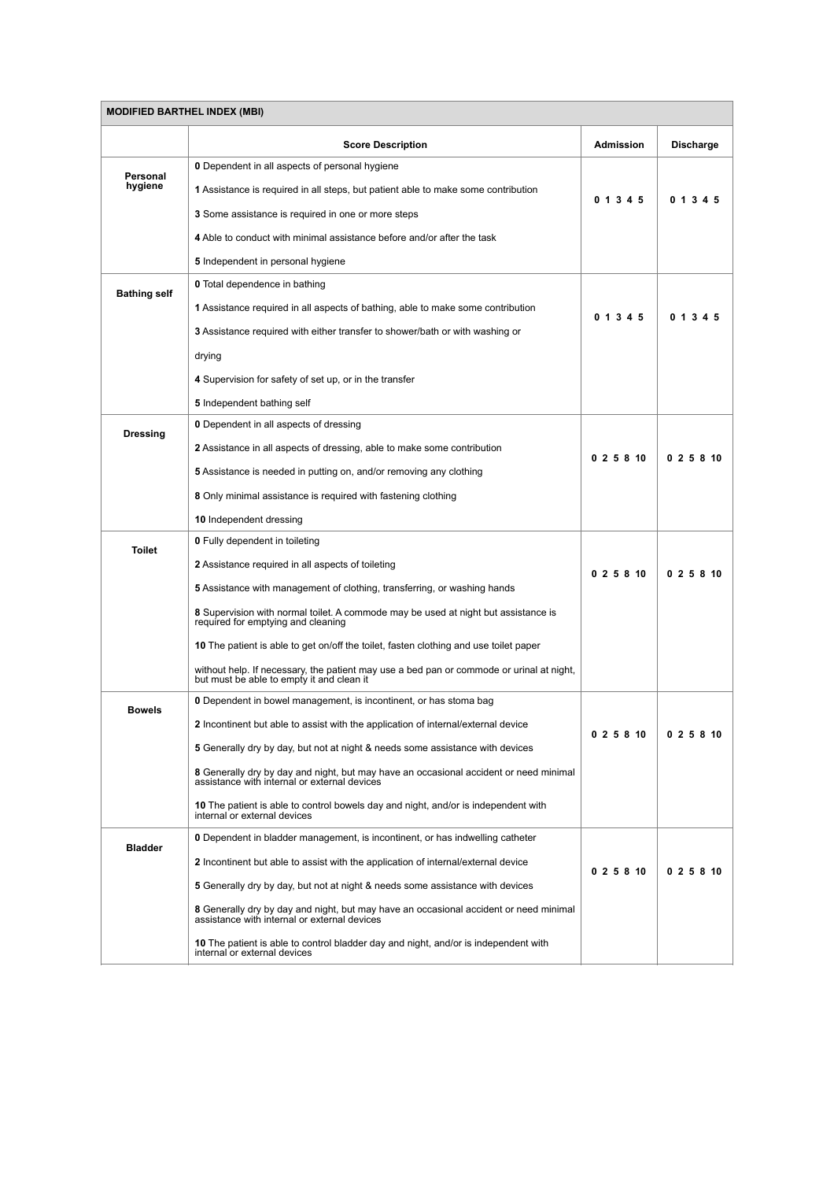| MODIFIED BARTHEL INDEX (MBI) | | | |
|---|---|---|---|
| | **Score Description** | **Admission** | **Discharge** |
| **Personal hygiene** | **0** Dependent in all aspects of personal hygiene<br>**1** Assistance is required in all steps, but patient able to make some contribution<br>**3** Some assistance is required in one or more steps<br>**4** Able to conduct with minimal assistance before and/or after the task<br>**5** Independent in personal hygiene | **0 1 3 4 5** | **0 1 3 4 5** |
| **Bathing self** | **0** Total dependence in bathing<br>**1** Assistance required in all aspects of bathing, able to make some contribution<br>**3** Assistance required with either transfer to shower/bath or with washing or drying<br>**4** Supervision for safety of set up, or in the transfer<br>**5** Independent bathing self | **0 1 3 4 5** | **0 1 3 4 5** |
| **Dressing** | **0** Dependent in all aspects of dressing<br>**2** Assistance in all aspects of dressing, able to make some contribution<br>**5** Assistance is needed in putting on, and/or removing any clothing<br>**8** Only minimal assistance is required with fastening clothing<br>**10** Independent dressing | **0 2 5 8 10** | **0 2 5 8 10** |
| **Toilet** | **0** Fully dependent in toileting<br>**2** Assistance required in all aspects of toileting<br>**5** Assistance with management of clothing, transferring, or washing hands<br>**8** Supervision with normal toilet. A commode may be used at night but assistance is required for emptying and cleaning<br>**10** The patient is able to get on/off the toilet, fasten clothing and use toilet paper without help. If necessary, the patient may use a bed pan or commode or urinal at night, but must be able to empty it and clean it | **0 2 5 8 10** | **0 2 5 8 10** |
| **Bowels** | **0** Dependent in bowel management, is incontinent, or has stoma bag<br>**2** Incontinent but able to assist with the application of internal/external device<br>**5** Generally dry by day, but not at night & needs some assistance with devices<br>**8** Generally dry by day and night, but may have an occasional accident or need minimal assistance with internal or external devices<br>**10** The patient is able to control bowels day and night, and/or is independent with internal or external devices | **0 2 5 8 10** | **0 2 5 8 10** |
| **Bladder** | **0** Dependent in bladder management, is incontinent, or has indwelling catheter<br>**2** Incontinent but able to assist with the application of internal/external device<br>**5** Generally dry by day, but not at night & needs some assistance with devices<br>**8** Generally dry by day and night, but may have an occasional accident or need minimal assistance with internal or external devices<br>**10** The patient is able to control bladder day and night, and/or is independent with internal or external devices | **0 2 5 8 10** | **0 2 5 8 10** |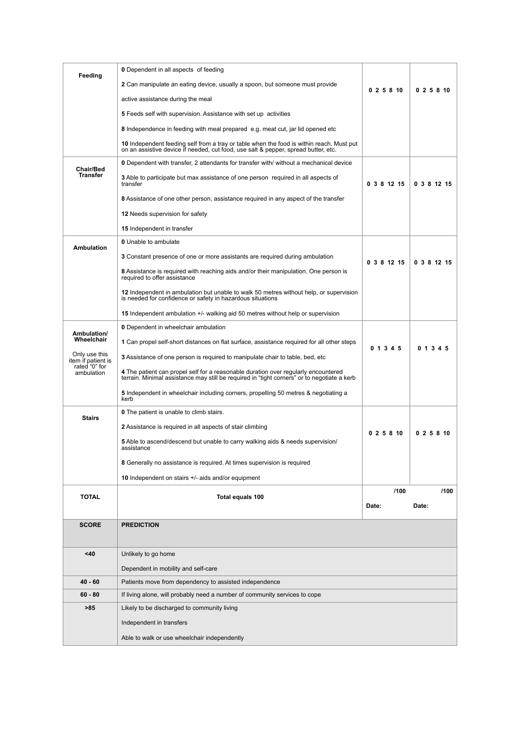| | | | |
|---|---|---|---|
| **Feeding** | **0** Dependent in all aspects of feeding<br>**2** Can manipulate an eating device, usually a spoon, but someone must provide active assistance during the meal<br>**5** Feeds self with supervision. Assistance with set up activities<br>**8** Independence in feeding with meal prepared e.g. meat cut, jar lid opened etc<br>**10** Independent feeding self from a tray or table when the food is within reach. Must put on an assistive device if needed, cut food, use salt & pepper, spread butter, etc. | **0 2 5 8 10** | **0 2 5 8 10** |
| **Chair/Bed Transfer** | **0** Dependent with transfer, 2 attendants for transfer with/ without a mechanical device<br>**3** Able to participate but max assistance of one person required in all aspects of transfer<br>**8** Assistance of one other person, assistance required in any aspect of the transfer<br>**12** Needs supervision for safety<br>**15** Independent in transfer | **0 3 8 12 15** | **0 3 8 12 15** |
| **Ambulation** | **0** Unable to ambulate<br>**3** Constant presence of one or more assistants are required during ambulation<br>**8** Assistance is required with reaching aids and/or their manipulation. One person is required to offer assistance<br>**12** Independent in ambulation but unable to walk 50 metres without help, or supervision is needed for confidence or safety in hazardous situations<br>**15** Independent ambulation +/- walking aid 50 metres without help or supervision | **0 3 8 12 15** | **0 3 8 12 15** |
| **Ambulation/ Wheelchair**<br>Only use this item if patient is rated "0" for ambulation | **0** Dependent in wheelchair ambulation<br>**1** Can propel self-short distances on flat surface, assistance required for all other steps<br>**3** Assistance of one person is required to manipulate chair to table, bed, etc<br>**4** The patient can propel self for a reasonable duration over regularly encountered terrain. Minimal assistance may still be required in "tight corners" or to negotiate a kerb<br>**5** Independent in wheelchair including corners, propelling 50 metres & negotiating a kerb | **0 1 3 4 5** | **0 1 3 4 5** |
| **Stairs** | **0** The patient is unable to climb stairs.<br>**2** Assistance is required in all aspects of stair climbing<br>**5** Able to ascend/descend but unable to carry walking aids & needs supervision/ assistance<br>**8** Generally no assistance is required. At times supervision is required<br>**10** Independent on stairs +/- aids and/or equipment | **0 2 5 8 10** | **0 2 5 8 10** |
| **TOTAL** | **Total equals 100** | **/100**<br>**Date:** | **/100**<br>**Date:** |

| **SCORE** | **PREDICTION** |
|---|---|
| **<40** | Unlikely to go home<br>Dependent in mobility and self-care |
| **40 - 60** | Patients move from dependency to assisted independence |
| **60 - 80** | If living alone, will probably need a number of community services to cope |
| **>85** | Likely to be discharged to community living<br>Independent in transfers<br>Able to walk or use wheelchair independently |